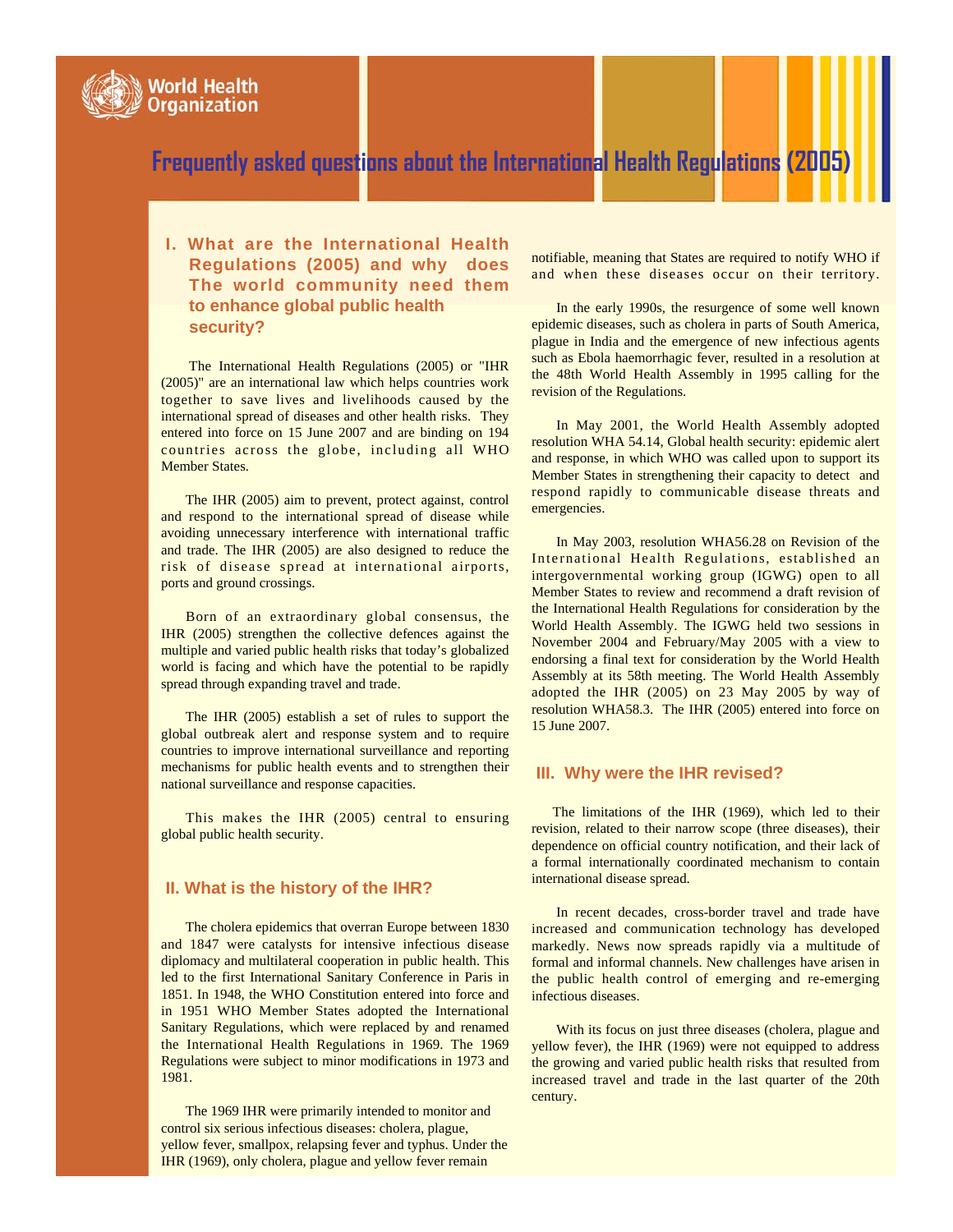World Health Organization

# Frequently asked questions about the International Health Regulations (2005)

## I. What are the International Health Regulations (2005) and why does The world community need them to enhance global public health security?

The International Health Regulations (2005) or "IHR (2005)" are an international law which helps countries work together to save lives and livelihoods caused by the international spread of diseases and other health risks. They entered into force on 15 June 2007 and are binding on 194 countries across the globe, including all WHO Member States.

The IHR (2005) aim to prevent, protect against, control and respond to the international spread of disease while avoiding unnecessary interference with international traffic and trade. The IHR (2005) are also designed to reduce the risk of disease spread at international airports, ports and ground crossings.

Born of an extraordinary global consensus, the IHR (2005) strengthen the collective defences against the multiple and varied public health risks that today's globalized world is facing and which have the potential to be rapidly spread through expanding travel and trade.

The IHR (2005) establish a set of rules to support the global outbreak alert and response system and to require countries to improve international surveillance and reporting mechanisms for public health events and to strengthen their national surveillance and response capacities.

This makes the IHR (2005) central to ensuring global public health security.

## II. What is the history of the IHR?

The cholera epidemics that overran Europe between 1830 and 1847 were catalysts for intensive infectious disease diplomacy and multilateral cooperation in public health. This led to the first International Sanitary Conference in Paris in 1851. In 1948, the WHO Constitution entered into force and in 1951 WHO Member States adopted the International Sanitary Regulations, which were replaced by and renamed the International Health Regulations in 1969. The 1969 Regulations were subject to minor modifications in 1973 and 1981.

The 1969 IHR were primarily intended to monitor and control six serious infectious diseases: cholera, plague, yellow fever, smallpox, relapsing fever and typhus. Under the IHR (1969), only cholera, plague and yellow fever remain notifiable, meaning that States are required to notify WHO if and when these diseases occur on their territory.

In the early 1990s, the resurgence of some well known epidemic diseases, such as cholera in parts of South America, plague in India and the emergence of new infectious agents such as Ebola haemorrhagic fever, resulted in a resolution at the 48th World Health Assembly in 1995 calling for the revision of the Regulations.

In May 2001, the World Health Assembly adopted resolution WHA 54.14, Global health security: epidemic alert and response, in which WHO was called upon to support its Member States in strengthening their capacity to detect and respond rapidly to communicable disease threats and emergencies.

In May 2003, resolution WHA56.28 on Revision of the International Health Regulations, established an intergovernmental working group (IGWG) open to all Member States to review and recommend a draft revision of the International Health Regulations for consideration by the World Health Assembly. The IGWG held two sessions in November 2004 and February/May 2005 with a view to endorsing a final text for consideration by the World Health Assembly at its 58th meeting. The World Health Assembly adopted the IHR (2005) on 23 May 2005 by way of resolution WHA58.3. The IHR (2005) entered into force on 15 June 2007.

## III. Why were the IHR revised?

The limitations of the IHR (1969), which led to their revision, related to their narrow scope (three diseases), their dependence on official country notification, and their lack of a formal internationally coordinated mechanism to contain international disease spread.

In recent decades, cross-border travel and trade have increased and communication technology has developed markedly. News now spreads rapidly via a multitude of formal and informal channels. New challenges have arisen in the public health control of emerging and re-emerging infectious diseases.

With its focus on just three diseases (cholera, plague and yellow fever), the IHR (1969) were not equipped to address the growing and varied public health risks that resulted from increased travel and trade in the last quarter of the 20th century.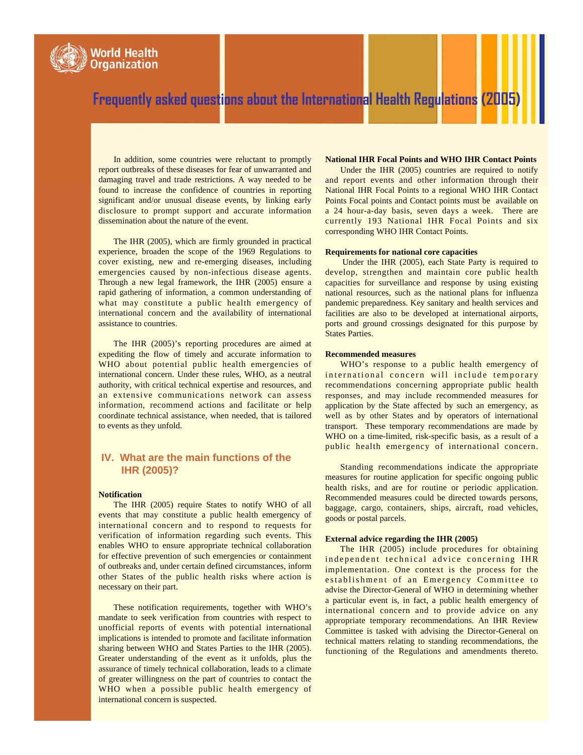In addition, some countries were reluctant to promptly report outbreaks of these diseases for fear of unwarranted and damaging travel and trade restrictions. A way needed to be found to increase the confidence of countries in reporting significant and/or unusual disease events, by linking early disclosure to prompt support and accurate information dissemination about the nature of the event.

The IHR (2005), which are firmly grounded in practical experience, broaden the scope of the 1969 Regulations to cover existing, new and re-emerging diseases, including emergencies caused by non-infectious disease agents. Through a new legal framework, the IHR (2005) ensure a rapid gathering of information, a common understanding of what may constitute a public health emergency of international concern and the availability of international assistance to countries.

The IHR (2005)'s reporting procedures are aimed at expediting the flow of timely and accurate information to WHO about potential public health emergencies of international concern. Under these rules, WHO, as a neutral authority, with critical technical expertise and resources, and an extensive communications network can assess information, recommend actions and facilitate or help coordinate technical assistance, when needed, that is tailored to events as they unfold.

## IV. What are the main functions of the IHR (2005)?

**Notification**

The IHR (2005) require States to notify WHO of all events that may constitute a public health emergency of international concern and to respond to requests for verification of information regarding such events. This enables WHO to ensure appropriate technical collaboration for effective prevention of such emergencies or containment of outbreaks and, under certain defined circumstances, inform other States of the public health risks where action is necessary on their part.

These notification requirements, together with WHO's mandate to seek verification from countries with respect to unofficial reports of events with potential international implications is intended to promote and facilitate information sharing between WHO and States Parties to the IHR (2005). Greater understanding of the event as it unfolds, plus the assurance of timely technical collaboration, leads to a climate of greater willingness on the part of countries to contact the WHO when a possible public health emergency of international concern is suspected.

**National IHR Focal Points and WHO IHR Contact Points**

Under the IHR (2005) countries are required to notify and report events and other information through their National IHR Focal Points to a regional WHO IHR Contact Points Focal points and Contact points must be available on a 24 hour-a-day basis, seven days a week. There are currently 193 National IHR Focal Points and six corresponding WHO IHR Contact Points.

**Requirements for national core capacities**

Under the IHR (2005), each State Party is required to develop, strengthen and maintain core public health capacities for surveillance and response by using existing national resources, such as the national plans for influenza pandemic preparedness. Key sanitary and health services and facilities are also to be developed at international airports, ports and ground crossings designated for this purpose by States Parties.

**Recommended measures**

WHO's response to a public health emergency of international concern will include temporary recommendations concerning appropriate public health responses, and may include recommended measures for application by the State affected by such an emergency, as well as by other States and by operators of international transport. These temporary recommendations are made by WHO on a time-limited, risk-specific basis, as a result of a public health emergency of international concern.

Standing recommendations indicate the appropriate measures for routine application for specific ongoing public health risks, and are for routine or periodic application. Recommended measures could be directed towards persons, baggage, cargo, containers, ships, aircraft, road vehicles, goods or postal parcels.

**External advice regarding the IHR (2005)**

The IHR (2005) include procedures for obtaining independent technical advice concerning IHR implementation. One context is the process for the establishment of an Emergency Committee to advise the Director-General of WHO in determining whether a particular event is, in fact, a public health emergency of international concern and to provide advice on any appropriate temporary recommendations. An IHR Review Committee is tasked with advising the Director-General on technical matters relating to standing recommendations, the functioning of the Regulations and amendments thereto.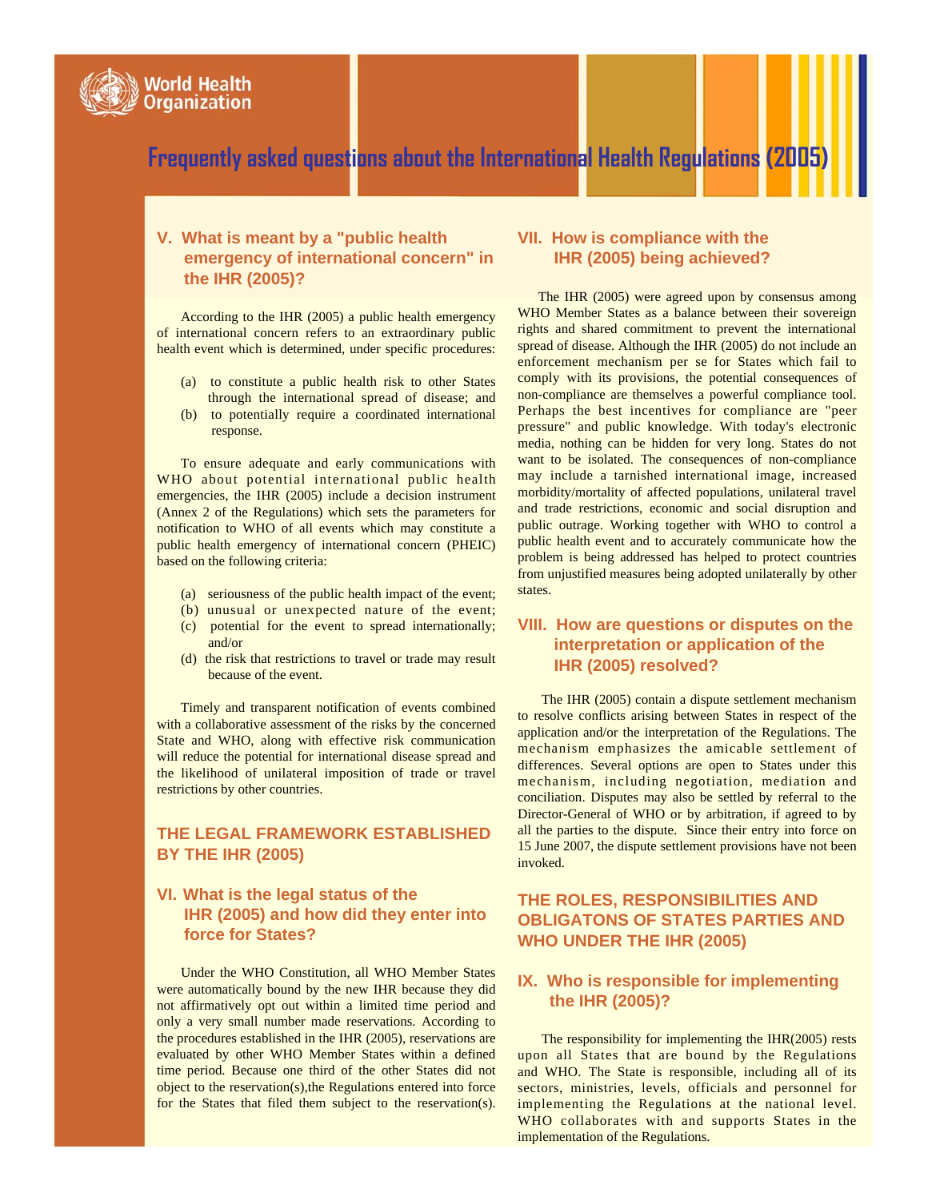## V. What is meant by a "public health emergency of international concern" in the IHR (2005)?

According to the IHR (2005) a public health emergency of international concern refers to an extraordinary public health event which is determined, under specific procedures:

(a) to constitute a public health risk to other States through the international spread of disease; and
(b) to potentially require a coordinated international response.

To ensure adequate and early communications with WHO about potential international public health emergencies, the IHR (2005) include a decision instrument (Annex 2 of the Regulations) which sets the parameters for notification to WHO of all events which may constitute a public health emergency of international concern (PHEIC) based on the following criteria:

(a) seriousness of the public health impact of the event;
(b) unusual or unexpected nature of the event;
(c) potential for the event to spread internationally; and/or
(d) the risk that restrictions to travel or trade may result because of the event.

Timely and transparent notification of events combined with a collaborative assessment of the risks by the concerned State and WHO, along with effective risk communication will reduce the potential for international disease spread and the likelihood of unilateral imposition of trade or travel restrictions by other countries.

# THE LEGAL FRAMEWORK ESTABLISHED BY THE IHR (2005)

## VI. What is the legal status of the IHR (2005) and how did they enter into force for States?

Under the WHO Constitution, all WHO Member States were automatically bound by the new IHR because they did not affirmatively opt out within a limited time period and only a very small number made reservations. According to the procedures established in the IHR (2005), reservations are evaluated by other WHO Member States within a defined time period. Because one third of the other States did not object to the reservation(s),the Regulations entered into force for the States that filed them subject to the reservation(s).

## VII. How is compliance with the IHR (2005) being achieved?

The IHR (2005) were agreed upon by consensus among WHO Member States as a balance between their sovereign rights and shared commitment to prevent the international spread of disease. Although the IHR (2005) do not include an enforcement mechanism per se for States which fail to comply with its provisions, the potential consequences of non-compliance are themselves a powerful compliance tool. Perhaps the best incentives for compliance are "peer pressure" and public knowledge. With today's electronic media, nothing can be hidden for very long. States do not want to be isolated. The consequences of non-compliance may include a tarnished international image, increased morbidity/mortality of affected populations, unilateral travel and trade restrictions, economic and social disruption and public outrage. Working together with WHO to control a public health event and to accurately communicate how the problem is being addressed has helped to protect countries from unjustified measures being adopted unilaterally by other states.

## VIII. How are questions or disputes on the interpretation or application of the IHR (2005) resolved?

The IHR (2005) contain a dispute settlement mechanism to resolve conflicts arising between States in respect of the application and/or the interpretation of the Regulations. The mechanism emphasizes the amicable settlement of differences. Several options are open to States under this mechanism, including negotiation, mediation and conciliation. Disputes may also be settled by referral to the Director-General of WHO or by arbitration, if agreed to by all the parties to the dispute. Since their entry into force on 15 June 2007, the dispute settlement provisions have not been invoked.

# THE ROLES, RESPONSIBILITIES AND OBLIGATONS OF STATES PARTIES AND WHO UNDER THE IHR (2005)

## IX. Who is responsible for implementing the IHR (2005)?

The responsibility for implementing the IHR(2005) rests upon all States that are bound by the Regulations and WHO. The State is responsible, including all of its sectors, ministries, levels, officials and personnel for implementing the Regulations at the national level. WHO collaborates with and supports States in the implementation of the Regulations.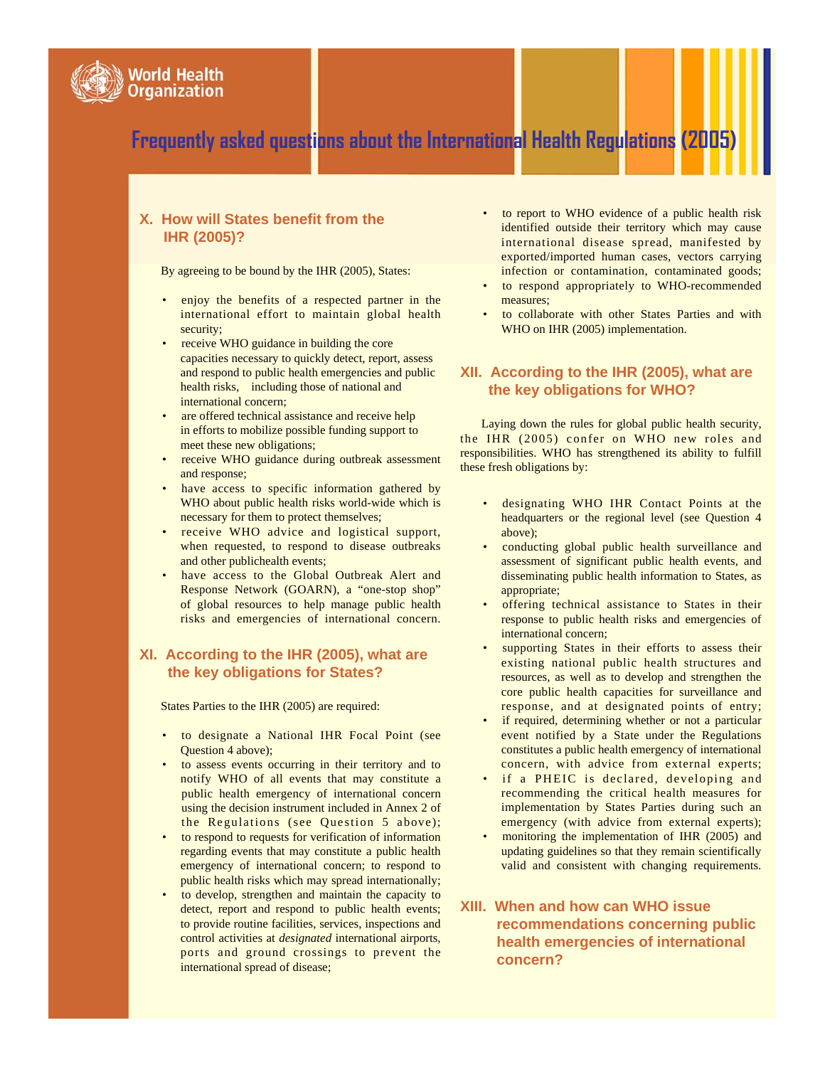## X. How will States benefit from the IHR (2005)?

By agreeing to be bound by the IHR (2005), States:

- enjoy the benefits of a respected partner in the international effort to maintain global health security;
- receive WHO guidance in building the core capacities necessary to quickly detect, report, assess and respond to public health emergencies and public health risks, including those of national and international concern;
- are offered technical assistance and receive help in efforts to mobilize possible funding support to meet these new obligations;
- receive WHO guidance during outbreak assessment and response;
- have access to specific information gathered by WHO about public health risks world-wide which is necessary for them to protect themselves;
- receive WHO advice and logistical support, when requested, to respond to disease outbreaks and other publichealth events;
- have access to the Global Outbreak Alert and Response Network (GOARN), a "one-stop shop" of global resources to help manage public health risks and emergencies of international concern.

## XI. According to the IHR (2005), what are the key obligations for States?

States Parties to the IHR (2005) are required:

- to designate a National IHR Focal Point (see Question 4 above);
- to assess events occurring in their territory and to notify WHO of all events that may constitute a public health emergency of international concern using the decision instrument included in Annex 2 of the Regulations (see Question 5 above);
- to respond to requests for verification of information regarding events that may constitute a public health emergency of international concern; to respond to public health risks which may spread internationally;
- to develop, strengthen and maintain the capacity to detect, report and respond to public health events; to provide routine facilities, services, inspections and control activities at *designated* international airports, ports and ground crossings to prevent the international spread of disease;
- to report to WHO evidence of a public health risk identified outside their territory which may cause international disease spread, manifested by exported/imported human cases, vectors carrying infection or contamination, contaminated goods;
- to respond appropriately to WHO-recommended measures;
- to collaborate with other States Parties and with WHO on IHR (2005) implementation.

## XII. According to the IHR (2005), what are the key obligations for WHO?

Laying down the rules for global public health security, the IHR (2005) confer on WHO new roles and responsibilities. WHO has strengthened its ability to fulfill these fresh obligations by:

- designating WHO IHR Contact Points at the headquarters or the regional level (see Question 4 above);
- conducting global public health surveillance and assessment of significant public health events, and disseminating public health information to States, as appropriate;
- offering technical assistance to States in their response to public health risks and emergencies of international concern;
- supporting States in their efforts to assess their existing national public health structures and resources, as well as to develop and strengthen the core public health capacities for surveillance and response, and at designated points of entry;
- if required, determining whether or not a particular event notified by a State under the Regulations constitutes a public health emergency of international concern, with advice from external experts;
- if a PHEIC is declared, developing and recommending the critical health measures for implementation by States Parties during such an emergency (with advice from external experts);
- monitoring the implementation of IHR (2005) and updating guidelines so that they remain scientifically valid and consistent with changing requirements.

## XIII. When and how can WHO issue recommendations concerning public health emergencies of international concern?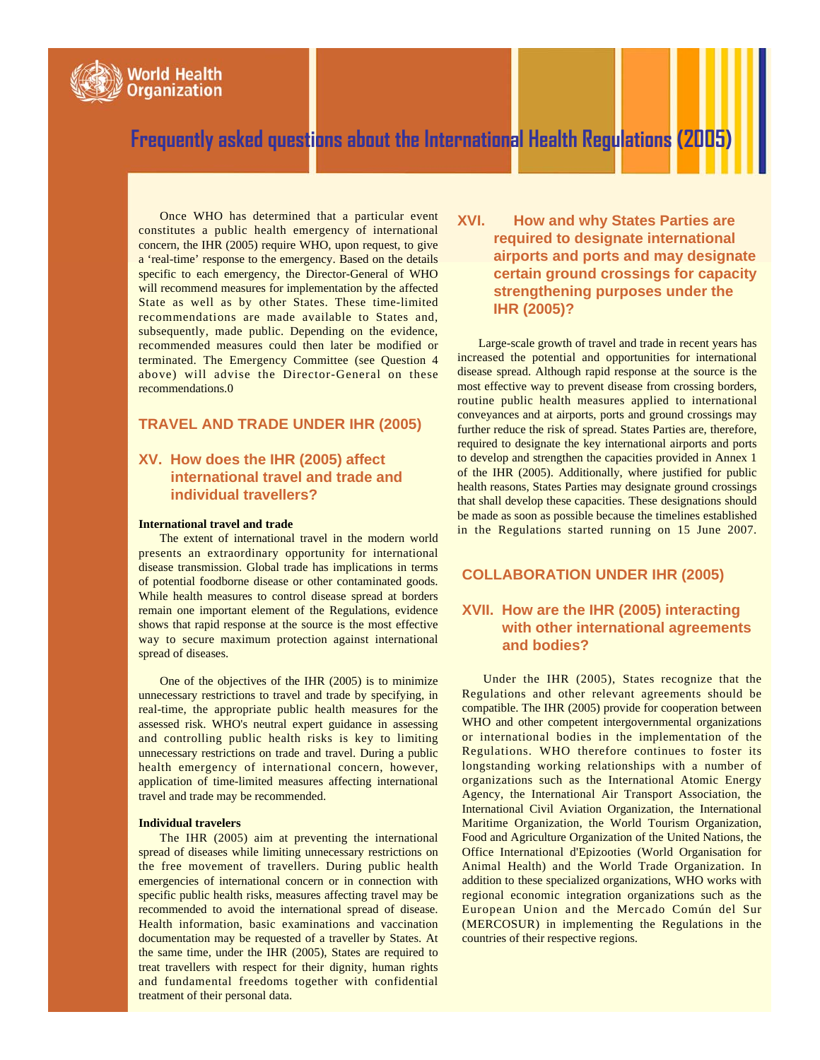Once WHO has determined that a particular event constitutes a public health emergency of international concern, the IHR (2005) require WHO, upon request, to give a 'real-time' response to the emergency. Based on the details specific to each emergency, the Director-General of WHO will recommend measures for implementation by the affected State as well as by other States. These time-limited recommendations are made available to States and, subsequently, made public. Depending on the evidence, recommended measures could then later be modified or terminated. The Emergency Committee (see Question 4 above) will advise the Director-General on these recommendations.0

## TRAVEL AND TRADE UNDER IHR (2005)

### XV. How does the IHR (2005) affect international travel and trade and individual travellers?

**International travel and trade**

The extent of international travel in the modern world presents an extraordinary opportunity for international disease transmission. Global trade has implications in terms of potential foodborne disease or other contaminated goods. While health measures to control disease spread at borders remain one important element of the Regulations, evidence shows that rapid response at the source is the most effective way to secure maximum protection against international spread of diseases.

One of the objectives of the IHR (2005) is to minimize unnecessary restrictions to travel and trade by specifying, in real-time, the appropriate public health measures for the assessed risk. WHO's neutral expert guidance in assessing and controlling public health risks is key to limiting unnecessary restrictions on trade and travel. During a public health emergency of international concern, however, application of time-limited measures affecting international travel and trade may be recommended.

**Individual travelers**

The IHR (2005) aim at preventing the international spread of diseases while limiting unnecessary restrictions on the free movement of travellers. During public health emergencies of international concern or in connection with specific public health risks, measures affecting travel may be recommended to avoid the international spread of disease. Health information, basic examinations and vaccination documentation may be requested of a traveller by States. At the same time, under the IHR (2005), States are required to treat travellers with respect for their dignity, human rights and fundamental freedoms together with confidential treatment of their personal data.

### XVI. How and why States Parties are required to designate international airports and ports and may designate certain ground crossings for capacity strengthening purposes under the IHR (2005)?

Large-scale growth of travel and trade in recent years has increased the potential and opportunities for international disease spread. Although rapid response at the source is the most effective way to prevent disease from crossing borders, routine public health measures applied to international conveyances and at airports, ports and ground crossings may further reduce the risk of spread. States Parties are, therefore, required to designate the key international airports and ports to develop and strengthen the capacities provided in Annex 1 of the IHR (2005). Additionally, where justified for public health reasons, States Parties may designate ground crossings that shall develop these capacities. These designations should be made as soon as possible because the timelines established in the Regulations started running on 15 June 2007.

## COLLABORATION UNDER IHR (2005)

### XVII. How are the IHR (2005) interacting with other international agreements and bodies?

Under the IHR (2005), States recognize that the Regulations and other relevant agreements should be compatible. The IHR (2005) provide for cooperation between WHO and other competent intergovernmental organizations or international bodies in the implementation of the Regulations. WHO therefore continues to foster its longstanding working relationships with a number of organizations such as the International Atomic Energy Agency, the International Air Transport Association, the International Civil Aviation Organization, the International Maritime Organization, the World Tourism Organization, Food and Agriculture Organization of the United Nations, the Office International d'Epizooties (World Organisation for Animal Health) and the World Trade Organization. In addition to these specialized organizations, WHO works with regional economic integration organizations such as the European Union and the Mercado Común del Sur (MERCOSUR) in implementing the Regulations in the countries of their respective regions.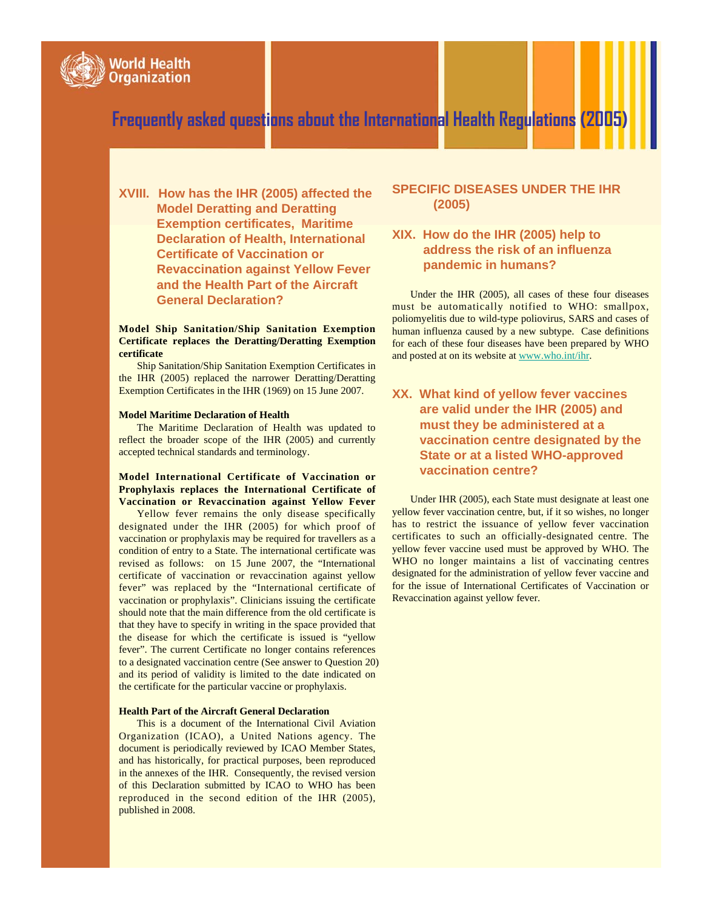# Frequently asked questions about the International Health Regulations (2005)

## XVIII. How has the IHR (2005) affected the Model Deratting and Deratting Exemption certificates, Maritime Declaration of Health, International Certificate of Vaccination or Revaccination against Yellow Fever and the Health Part of the Aircraft General Declaration?

**Model Ship Sanitation/Ship Sanitation Exemption Certificate replaces the Deratting/Deratting Exemption certificate**

Ship Sanitation/Ship Sanitation Exemption Certificates in the IHR (2005) replaced the narrower Deratting/Deratting Exemption Certificates in the IHR (1969) on 15 June 2007.

**Model Maritime Declaration of Health**

The Maritime Declaration of Health was updated to reflect the broader scope of the IHR (2005) and currently accepted technical standards and terminology.

**Model International Certificate of Vaccination or Prophylaxis replaces the International Certificate of Vaccination or Revaccination against Yellow Fever**

Yellow fever remains the only disease specifically designated under the IHR (2005) for which proof of vaccination or prophylaxis may be required for travellers as a condition of entry to a State. The international certificate was revised as follows: on 15 June 2007, the "International certificate of vaccination or revaccination against yellow fever" was replaced by the "International certificate of vaccination or prophylaxis". Clinicians issuing the certificate should note that the main difference from the old certificate is that they have to specify in writing in the space provided that the disease for which the certificate is issued is "yellow fever". The current Certificate no longer contains references to a designated vaccination centre (See answer to Question 20) and its period of validity is limited to the date indicated on the certificate for the particular vaccine or prophylaxis.

**Health Part of the Aircraft General Declaration**

This is a document of the International Civil Aviation Organization (ICAO), a United Nations agency. The document is periodically reviewed by ICAO Member States, and has historically, for practical purposes, been reproduced in the annexes of the IHR. Consequently, the revised version of this Declaration submitted by ICAO to WHO has been reproduced in the second edition of the IHR (2005), published in 2008.

## SPECIFIC DISEASES UNDER THE IHR (2005)

## XIX. How do the IHR (2005) help to address the risk of an influenza pandemic in humans?

Under the IHR (2005), all cases of these four diseases must be automatically notified to WHO: smallpox, poliomyelitis due to wild-type poliovirus, SARS and cases of human influenza caused by a new subtype. Case definitions for each of these four diseases have been prepared by WHO and posted at on its website at www.who.int/ihr.

## XX. What kind of yellow fever vaccines are valid under the IHR (2005) and must they be administered at a vaccination centre designated by the State or at a listed WHO-approved vaccination centre?

Under IHR (2005), each State must designate at least one yellow fever vaccination centre, but, if it so wishes, no longer has to restrict the issuance of yellow fever vaccination certificates to such an officially-designated centre. The yellow fever vaccine used must be approved by WHO. The WHO no longer maintains a list of vaccinating centres designated for the administration of yellow fever vaccine and for the issue of International Certificates of Vaccination or Revaccination against yellow fever.